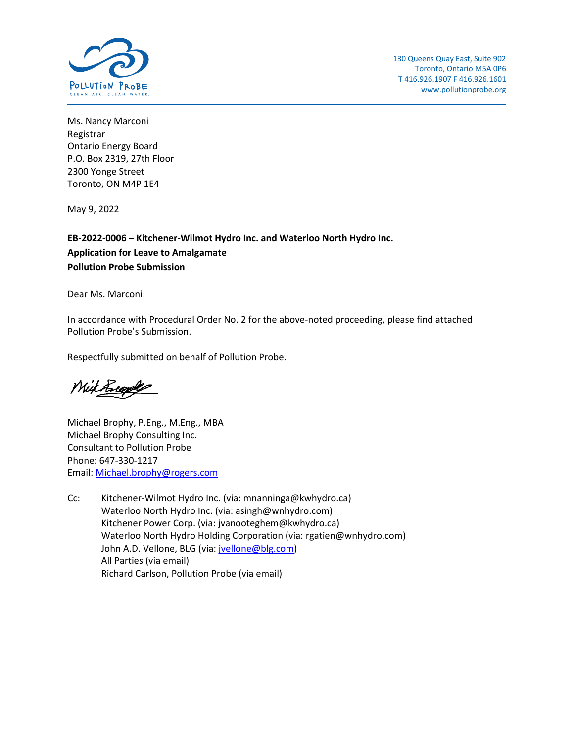POLLUTION PROBE
CLEAN AIR. CLEAN WATER.

130 Queens Quay East, Suite 902
Toronto, Ontario M5A 0P6
T 416.926.1907 F 416.926.1601
www.pollutionprobe.org

Ms. Nancy Marconi
Registrar
Ontario Energy Board
P.O. Box 2319, 27th Floor
2300 Yonge Street
Toronto, ON M4P 1E4

May 9, 2022

**EB-2022-0006 – Kitchener-Wilmot Hydro Inc. and Waterloo North Hydro Inc.**
**Application for Leave to Amalgamate**
**Pollution Probe Submission**

Dear Ms. Marconi:

In accordance with Procedural Order No. 2 for the above-noted proceeding, please find attached Pollution Probe's Submission.

Respectfully submitted on behalf of Pollution Probe.

Michael Brophy, P.Eng., M.Eng., MBA
Michael Brophy Consulting Inc.
Consultant to Pollution Probe
Phone: 647-330-1217
Email: Michael.brophy@rogers.com

Cc: Kitchener-Wilmot Hydro Inc. (via: mnanninga@kwhydro.ca)
Waterloo North Hydro Inc. (via: asingh@wnhydro.com)
Kitchener Power Corp. (via: jvanooteghem@kwhydro.ca)
Waterloo North Hydro Holding Corporation (via: rgatien@wnhydro.com)
John A.D. Vellone, BLG (via: jvellone@blg.com)
All Parties (via email)
Richard Carlson, Pollution Probe (via email)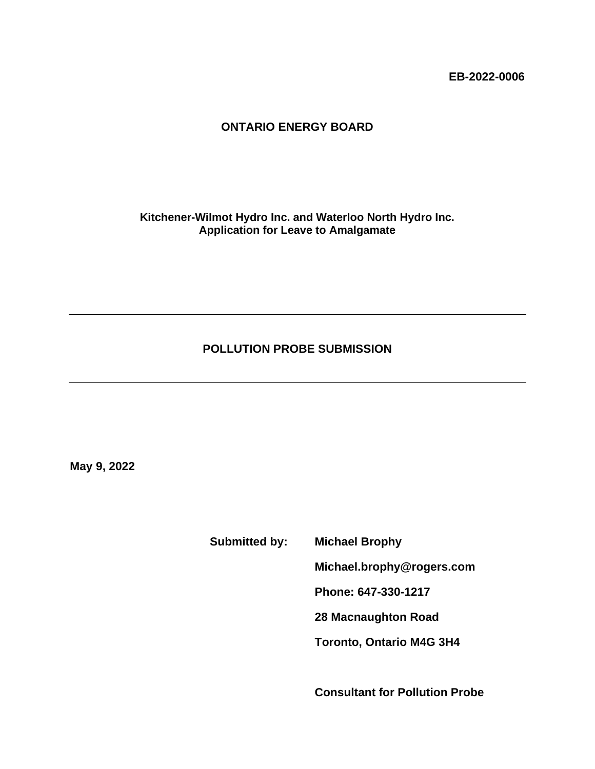**EB-2022-0006**

**ONTARIO ENERGY BOARD**

**Kitchener-Wilmot Hydro Inc. and Waterloo North Hydro Inc.**
**Application for Leave to Amalgamate**

---

## POLLUTION PROBE SUBMISSION

---

**May 9, 2022**

**Submitted by:** **Michael Brophy**

**Michael.brophy@rogers.com**

**Phone: 647-330-1217**

**28 Macnaughton Road**

**Toronto, Ontario M4G 3H4**

**Consultant for Pollution Probe**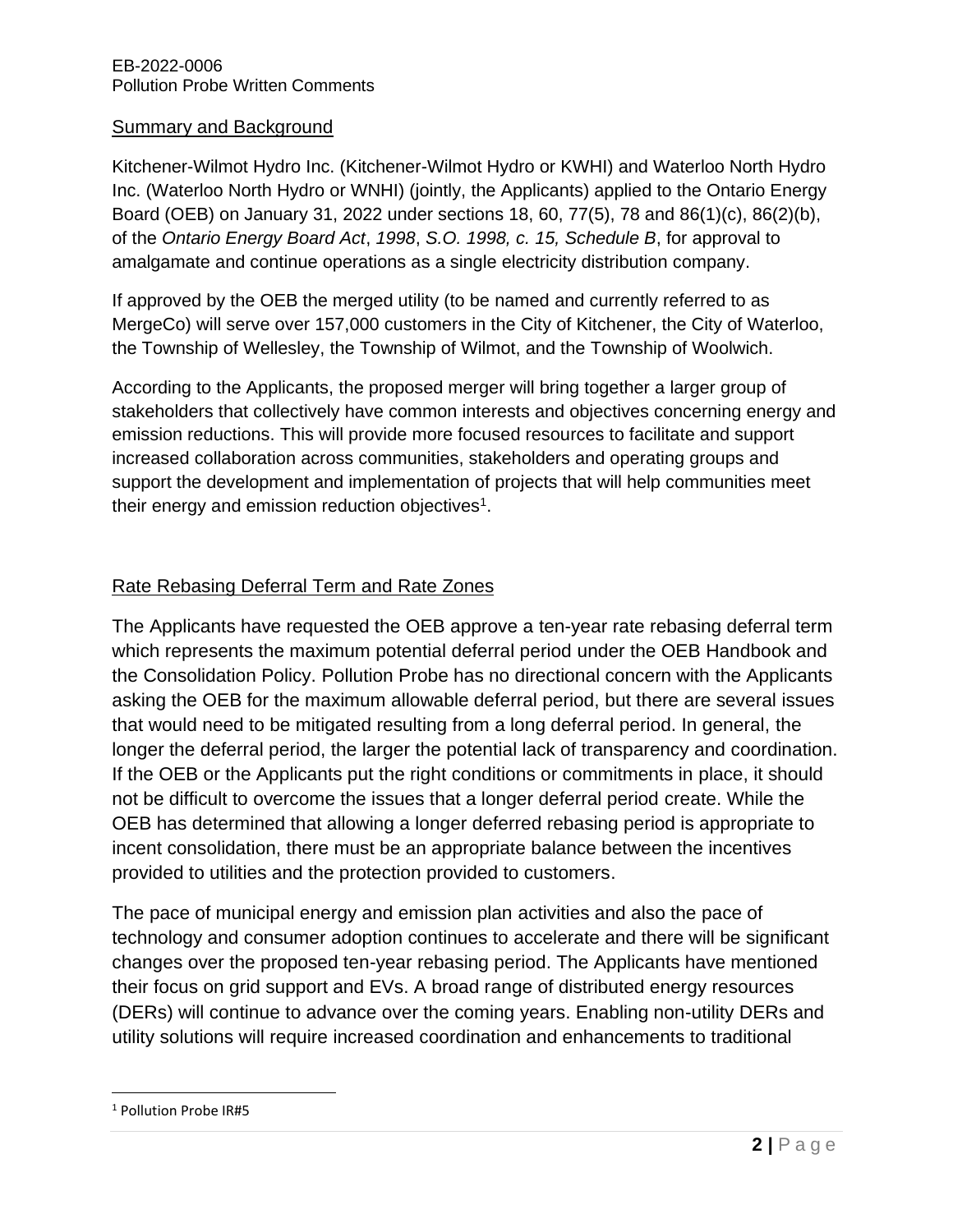## Summary and Background

Kitchener-Wilmot Hydro Inc. (Kitchener-Wilmot Hydro or KWHI) and Waterloo North Hydro Inc. (Waterloo North Hydro or WNHI) (jointly, the Applicants) applied to the Ontario Energy Board (OEB) on January 31, 2022 under sections 18, 60, 77(5), 78 and 86(1)(c), 86(2)(b), of the *Ontario Energy Board Act*, *1998*, *S.O. 1998, c. 15, Schedule B*, for approval to amalgamate and continue operations as a single electricity distribution company.

If approved by the OEB the merged utility (to be named and currently referred to as MergeCo) will serve over 157,000 customers in the City of Kitchener, the City of Waterloo, the Township of Wellesley, the Township of Wilmot, and the Township of Woolwich.

According to the Applicants, the proposed merger will bring together a larger group of stakeholders that collectively have common interests and objectives concerning energy and emission reductions. This will provide more focused resources to facilitate and support increased collaboration across communities, stakeholders and operating groups and support the development and implementation of projects that will help communities meet their energy and emission reduction objectives[1].

## Rate Rebasing Deferral Term and Rate Zones

The Applicants have requested the OEB approve a ten-year rate rebasing deferral term which represents the maximum potential deferral period under the OEB Handbook and the Consolidation Policy. Pollution Probe has no directional concern with the Applicants asking the OEB for the maximum allowable deferral period, but there are several issues that would need to be mitigated resulting from a long deferral period. In general, the longer the deferral period, the larger the potential lack of transparency and coordination. If the OEB or the Applicants put the right conditions or commitments in place, it should not be difficult to overcome the issues that a longer deferral period create. While the OEB has determined that allowing a longer deferred rebasing period is appropriate to incent consolidation, there must be an appropriate balance between the incentives provided to utilities and the protection provided to customers.

The pace of municipal energy and emission plan activities and also the pace of technology and consumer adoption continues to accelerate and there will be significant changes over the proposed ten-year rebasing period. The Applicants have mentioned their focus on grid support and EVs. A broad range of distributed energy resources (DERs) will continue to advance over the coming years. Enabling non-utility DERs and utility solutions will require increased coordination and enhancements to traditional

---

[1] Pollution Probe IR#5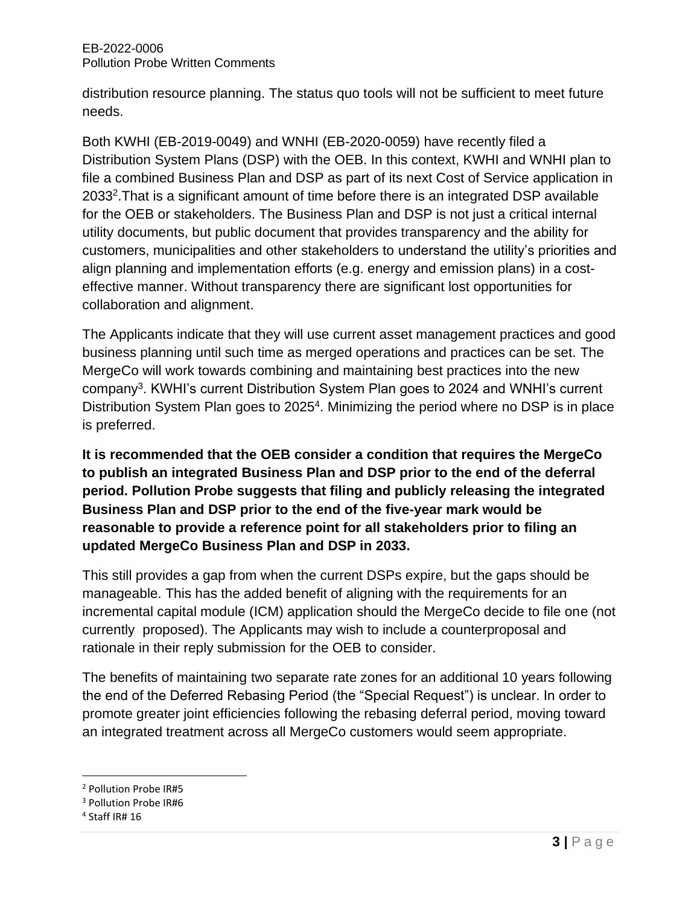distribution resource planning. The status quo tools will not be sufficient to meet future needs.

Both KWHI (EB-2019-0049) and WNHI (EB-2020-0059) have recently filed a Distribution System Plans (DSP) with the OEB. In this context, KWHI and WNHI plan to file a combined Business Plan and DSP as part of its next Cost of Service application in 2033[2].That is a significant amount of time before there is an integrated DSP available for the OEB or stakeholders. The Business Plan and DSP is not just a critical internal utility documents, but public document that provides transparency and the ability for customers, municipalities and other stakeholders to understand the utility's priorities and align planning and implementation efforts (e.g. energy and emission plans) in a cost-effective manner. Without transparency there are significant lost opportunities for collaboration and alignment.

The Applicants indicate that they will use current asset management practices and good business planning until such time as merged operations and practices can be set. The MergeCo will work towards combining and maintaining best practices into the new company[3]. KWHI's current Distribution System Plan goes to 2024 and WNHI's current Distribution System Plan goes to 2025[4]. Minimizing the period where no DSP is in place is preferred.

**It is recommended that the OEB consider a condition that requires the MergeCo to publish an integrated Business Plan and DSP prior to the end of the deferral period. Pollution Probe suggests that filing and publicly releasing the integrated Business Plan and DSP prior to the end of the five-year mark would be reasonable to provide a reference point for all stakeholders prior to filing an updated MergeCo Business Plan and DSP in 2033.**

This still provides a gap from when the current DSPs expire, but the gaps should be manageable. This has the added benefit of aligning with the requirements for an incremental capital module (ICM) application should the MergeCo decide to file one (not currently proposed). The Applicants may wish to include a counterproposal and rationale in their reply submission for the OEB to consider.

The benefits of maintaining two separate rate zones for an additional 10 years following the end of the Deferred Rebasing Period (the "Special Request") is unclear. In order to promote greater joint efficiencies following the rebasing deferral period, moving toward an integrated treatment across all MergeCo customers would seem appropriate.

[2] Pollution Probe IR#5

[3] Pollution Probe IR#6

[4] Staff IR# 16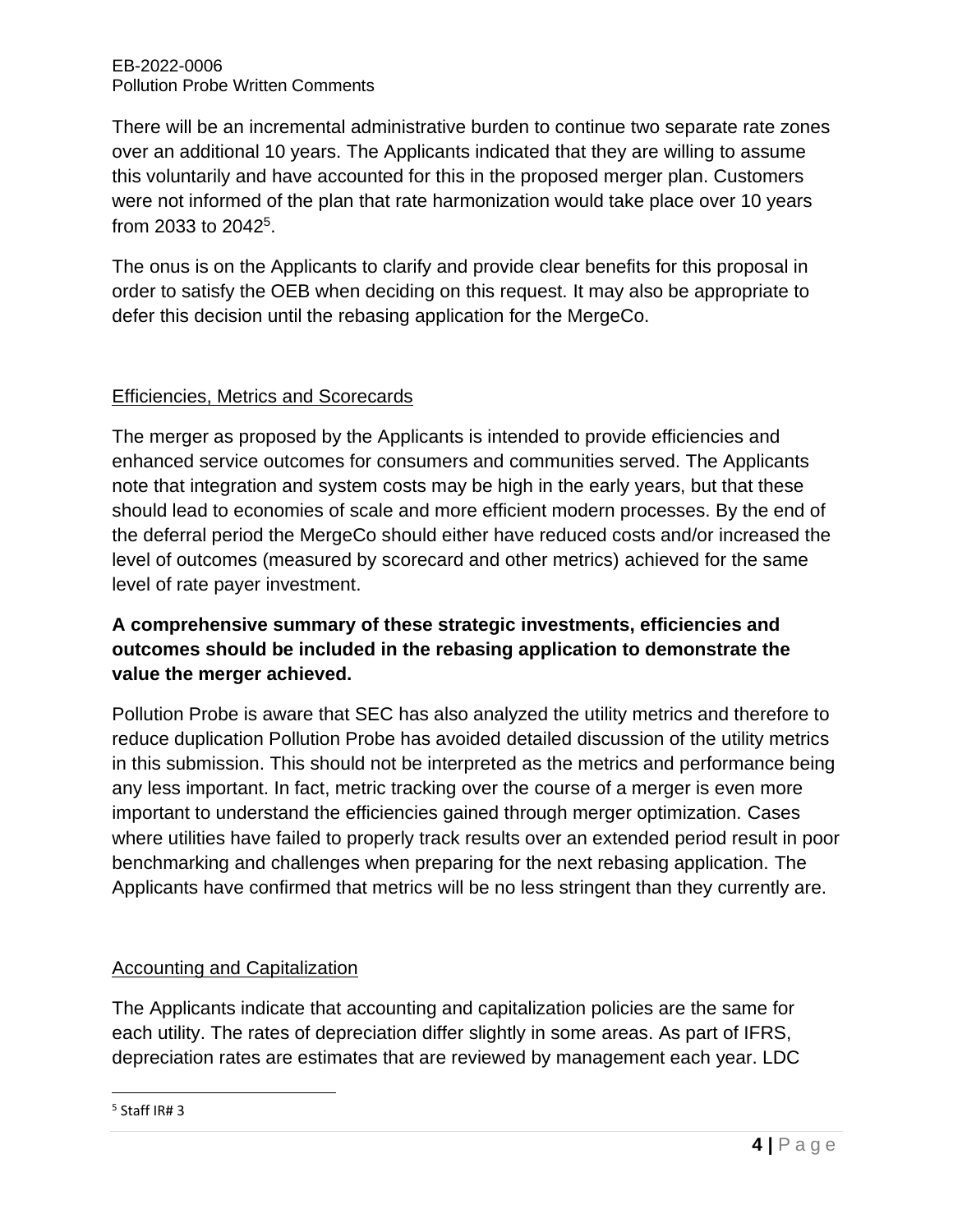There will be an incremental administrative burden to continue two separate rate zones over an additional 10 years. The Applicants indicated that they are willing to assume this voluntarily and have accounted for this in the proposed merger plan. Customers were not informed of the plan that rate harmonization would take place over 10 years from 2033 to 2042[5].

The onus is on the Applicants to clarify and provide clear benefits for this proposal in order to satisfy the OEB when deciding on this request. It may also be appropriate to defer this decision until the rebasing application for the MergeCo.

## Efficiencies, Metrics and Scorecards

The merger as proposed by the Applicants is intended to provide efficiencies and enhanced service outcomes for consumers and communities served. The Applicants note that integration and system costs may be high in the early years, but that these should lead to economies of scale and more efficient modern processes. By the end of the deferral period the MergeCo should either have reduced costs and/or increased the level of outcomes (measured by scorecard and other metrics) achieved for the same level of rate payer investment.

**A comprehensive summary of these strategic investments, efficiencies and outcomes should be included in the rebasing application to demonstrate the value the merger achieved.**

Pollution Probe is aware that SEC has also analyzed the utility metrics and therefore to reduce duplication Pollution Probe has avoided detailed discussion of the utility metrics in this submission. This should not be interpreted as the metrics and performance being any less important. In fact, metric tracking over the course of a merger is even more important to understand the efficiencies gained through merger optimization. Cases where utilities have failed to properly track results over an extended period result in poor benchmarking and challenges when preparing for the next rebasing application. The Applicants have confirmed that metrics will be no less stringent than they currently are.

## Accounting and Capitalization

The Applicants indicate that accounting and capitalization policies are the same for each utility. The rates of depreciation differ slightly in some areas. As part of IFRS, depreciation rates are estimates that are reviewed by management each year. LDC

[5] Staff IR# 3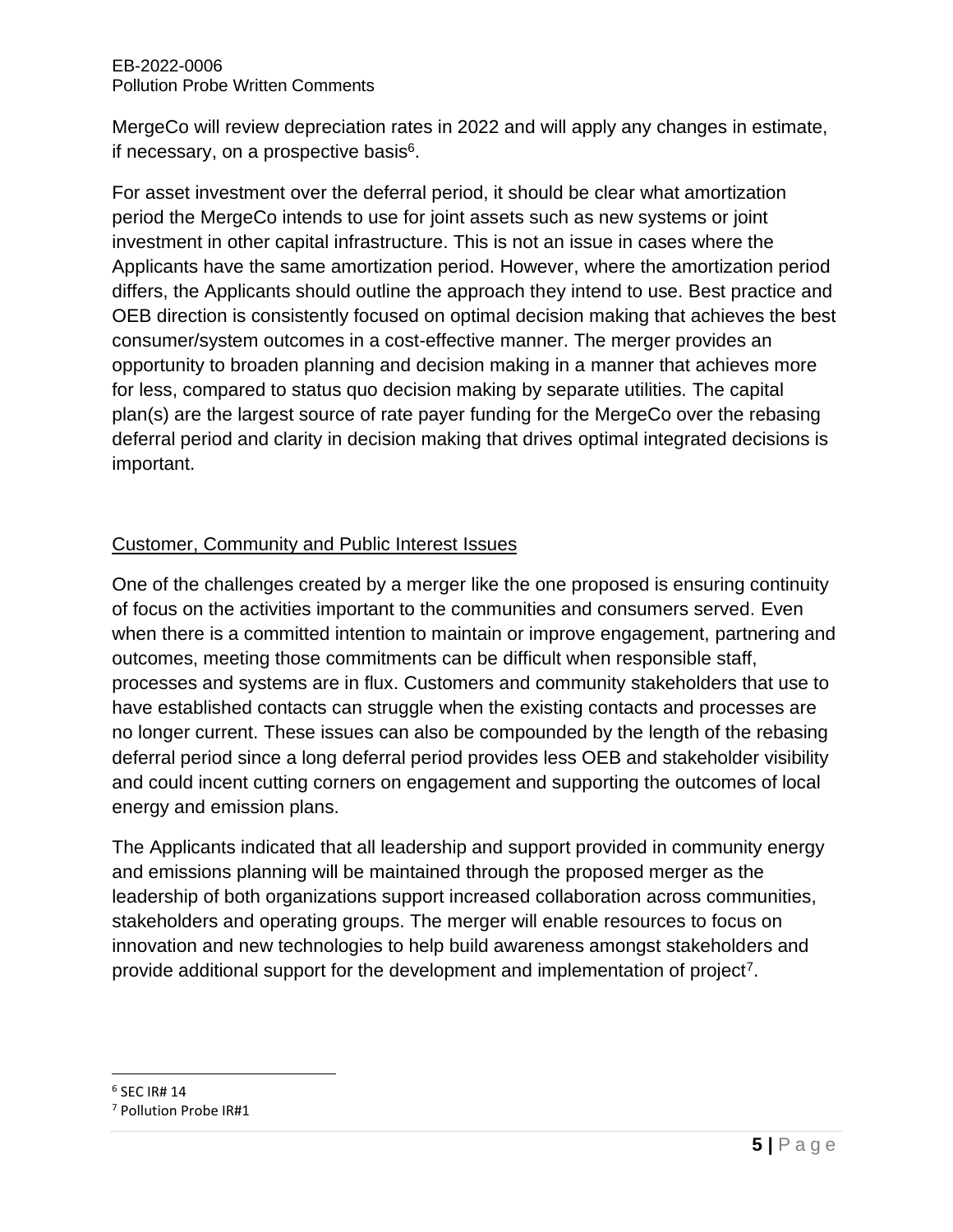MergeCo will review depreciation rates in 2022 and will apply any changes in estimate, if necessary, on a prospective basis[6].

For asset investment over the deferral period, it should be clear what amortization period the MergeCo intends to use for joint assets such as new systems or joint investment in other capital infrastructure. This is not an issue in cases where the Applicants have the same amortization period. However, where the amortization period differs, the Applicants should outline the approach they intend to use. Best practice and OEB direction is consistently focused on optimal decision making that achieves the best consumer/system outcomes in a cost-effective manner. The merger provides an opportunity to broaden planning and decision making in a manner that achieves more for less, compared to status quo decision making by separate utilities. The capital plan(s) are the largest source of rate payer funding for the MergeCo over the rebasing deferral period and clarity in decision making that drives optimal integrated decisions is important.

## Customer, Community and Public Interest Issues

One of the challenges created by a merger like the one proposed is ensuring continuity of focus on the activities important to the communities and consumers served. Even when there is a committed intention to maintain or improve engagement, partnering and outcomes, meeting those commitments can be difficult when responsible staff, processes and systems are in flux. Customers and community stakeholders that use to have established contacts can struggle when the existing contacts and processes are no longer current. These issues can also be compounded by the length of the rebasing deferral period since a long deferral period provides less OEB and stakeholder visibility and could incent cutting corners on engagement and supporting the outcomes of local energy and emission plans.

The Applicants indicated that all leadership and support provided in community energy and emissions planning will be maintained through the proposed merger as the leadership of both organizations support increased collaboration across communities, stakeholders and operating groups. The merger will enable resources to focus on innovation and new technologies to help build awareness amongst stakeholders and provide additional support for the development and implementation of project[7].

---

[6] SEC IR# 14

[7] Pollution Probe IR#1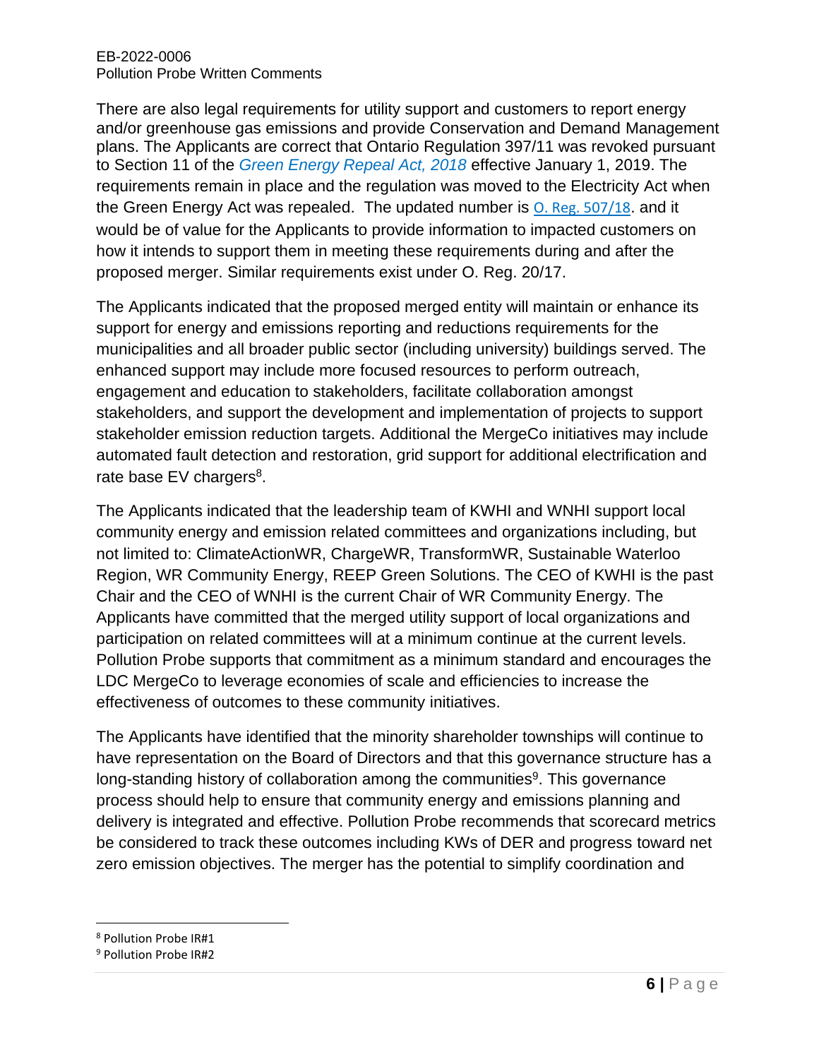There are also legal requirements for utility support and customers to report energy and/or greenhouse gas emissions and provide Conservation and Demand Management plans. The Applicants are correct that Ontario Regulation 397/11 was revoked pursuant to Section 11 of the *Green Energy Repeal Act, 2018* effective January 1, 2019. The requirements remain in place and the regulation was moved to the Electricity Act when the Green Energy Act was repealed. The updated number is [O. Reg. 507/18](). and it would be of value for the Applicants to provide information to impacted customers on how it intends to support them in meeting these requirements during and after the proposed merger. Similar requirements exist under O. Reg. 20/17.

The Applicants indicated that the proposed merged entity will maintain or enhance its support for energy and emissions reporting and reductions requirements for the municipalities and all broader public sector (including university) buildings served. The enhanced support may include more focused resources to perform outreach, engagement and education to stakeholders, facilitate collaboration amongst stakeholders, and support the development and implementation of projects to support stakeholder emission reduction targets. Additional the MergeCo initiatives may include automated fault detection and restoration, grid support for additional electrification and rate base EV chargers[8].

The Applicants indicated that the leadership team of KWHI and WNHI support local community energy and emission related committees and organizations including, but not limited to: ClimateActionWR, ChargeWR, TransformWR, Sustainable Waterloo Region, WR Community Energy, REEP Green Solutions. The CEO of KWHI is the past Chair and the CEO of WNHI is the current Chair of WR Community Energy. The Applicants have committed that the merged utility support of local organizations and participation on related committees will at a minimum continue at the current levels. Pollution Probe supports that commitment as a minimum standard and encourages the LDC MergeCo to leverage economies of scale and efficiencies to increase the effectiveness of outcomes to these community initiatives.

The Applicants have identified that the minority shareholder townships will continue to have representation on the Board of Directors and that this governance structure has a long-standing history of collaboration among the communities[9]. This governance process should help to ensure that community energy and emissions planning and delivery is integrated and effective. Pollution Probe recommends that scorecard metrics be considered to track these outcomes including KWs of DER and progress toward net zero emission objectives. The merger has the potential to simplify coordination and

[8] Pollution Probe IR#1

[9] Pollution Probe IR#2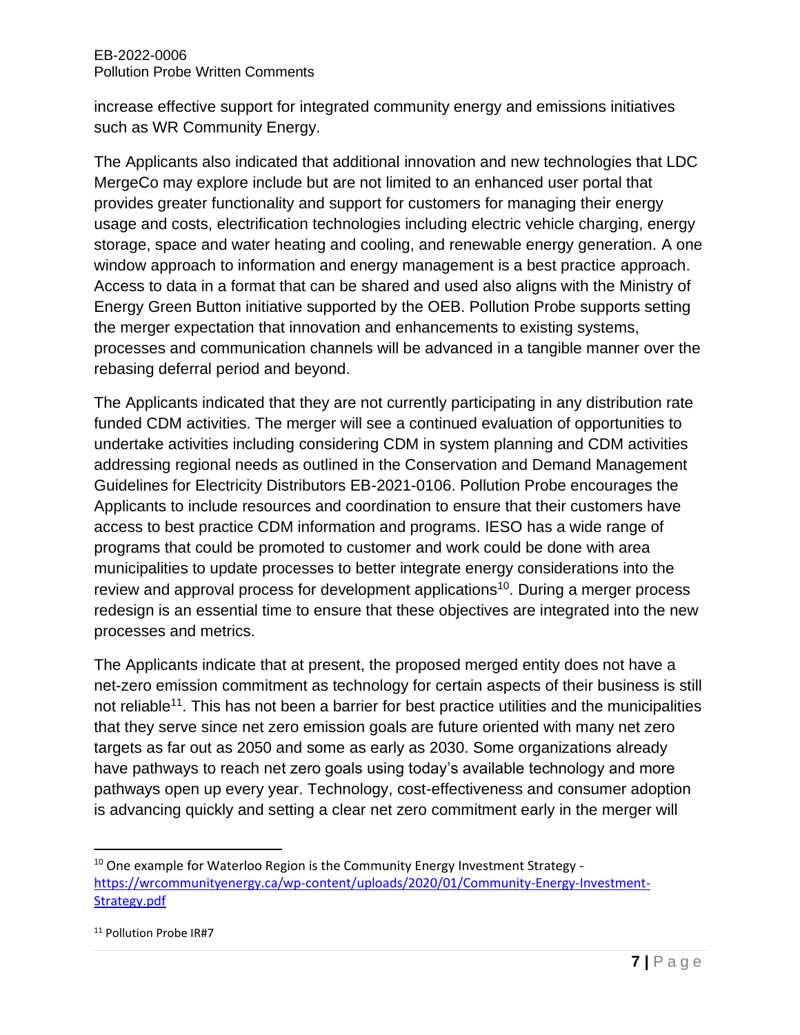increase effective support for integrated community energy and emissions initiatives such as WR Community Energy.

The Applicants also indicated that additional innovation and new technologies that LDC MergeCo may explore include but are not limited to an enhanced user portal that provides greater functionality and support for customers for managing their energy usage and costs, electrification technologies including electric vehicle charging, energy storage, space and water heating and cooling, and renewable energy generation. A one window approach to information and energy management is a best practice approach. Access to data in a format that can be shared and used also aligns with the Ministry of Energy Green Button initiative supported by the OEB. Pollution Probe supports setting the merger expectation that innovation and enhancements to existing systems, processes and communication channels will be advanced in a tangible manner over the rebasing deferral period and beyond.

The Applicants indicated that they are not currently participating in any distribution rate funded CDM activities. The merger will see a continued evaluation of opportunities to undertake activities including considering CDM in system planning and CDM activities addressing regional needs as outlined in the Conservation and Demand Management Guidelines for Electricity Distributors EB-2021-0106. Pollution Probe encourages the Applicants to include resources and coordination to ensure that their customers have access to best practice CDM information and programs. IESO has a wide range of programs that could be promoted to customer and work could be done with area municipalities to update processes to better integrate energy considerations into the review and approval process for development applications[10]. During a merger process redesign is an essential time to ensure that these objectives are integrated into the new processes and metrics.

The Applicants indicate that at present, the proposed merged entity does not have a net-zero emission commitment as technology for certain aspects of their business is still not reliable[11]. This has not been a barrier for best practice utilities and the municipalities that they serve since net zero emission goals are future oriented with many net zero targets as far out as 2050 and some as early as 2030. Some organizations already have pathways to reach net zero goals using today's available technology and more pathways open up every year. Technology, cost-effectiveness and consumer adoption is advancing quickly and setting a clear net zero commitment early in the merger will

---

[10] One example for Waterloo Region is the Community Energy Investment Strategy - https://wrcommunityenergy.ca/wp-content/uploads/2020/01/Community-Energy-Investment-Strategy.pdf

[11] Pollution Probe IR#7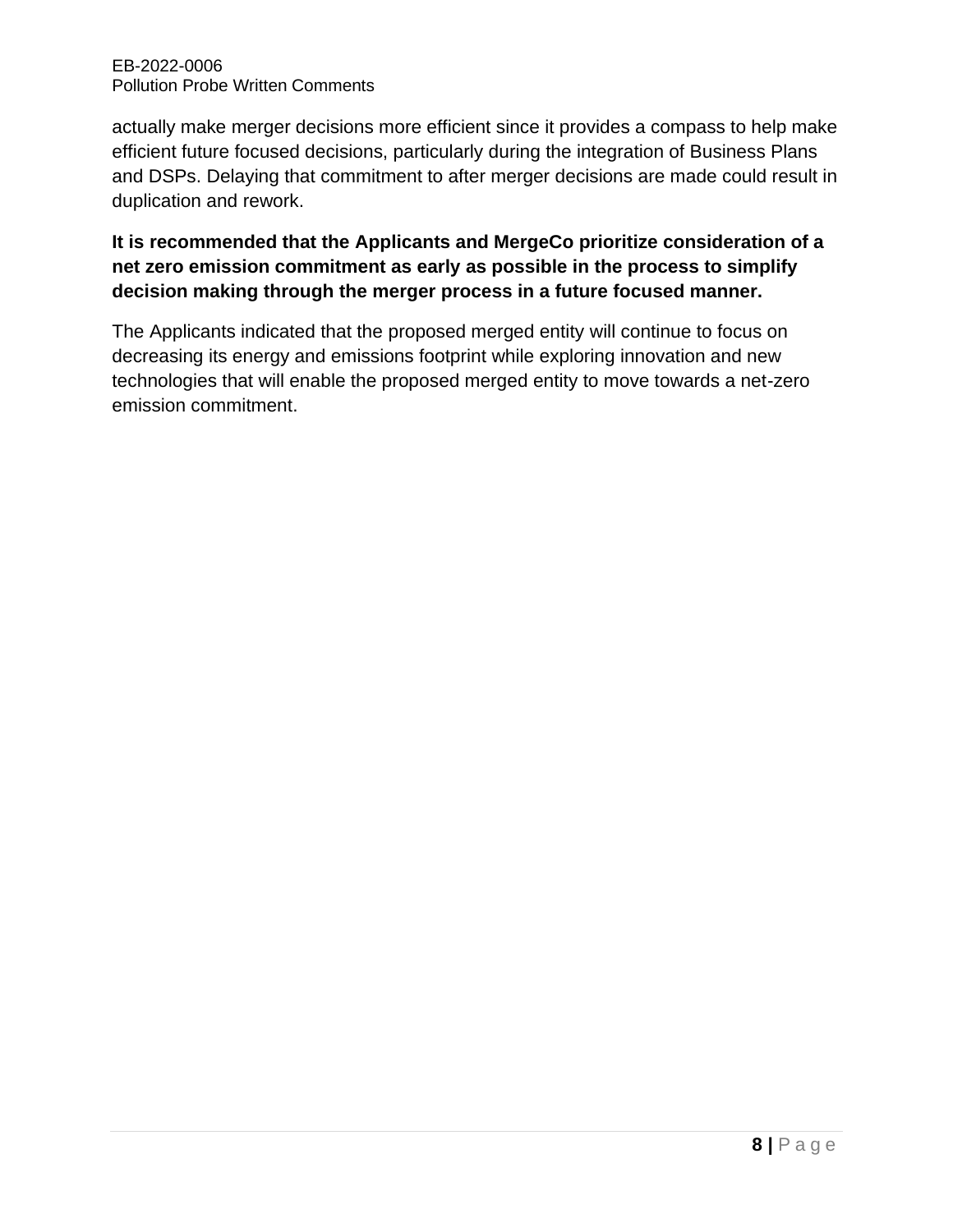actually make merger decisions more efficient since it provides a compass to help make efficient future focused decisions, particularly during the integration of Business Plans and DSPs. Delaying that commitment to after merger decisions are made could result in duplication and rework.

**It is recommended that the Applicants and MergeCo prioritize consideration of a net zero emission commitment as early as possible in the process to simplify decision making through the merger process in a future focused manner.**

The Applicants indicated that the proposed merged entity will continue to focus on decreasing its energy and emissions footprint while exploring innovation and new technologies that will enable the proposed merged entity to move towards a net-zero emission commitment.